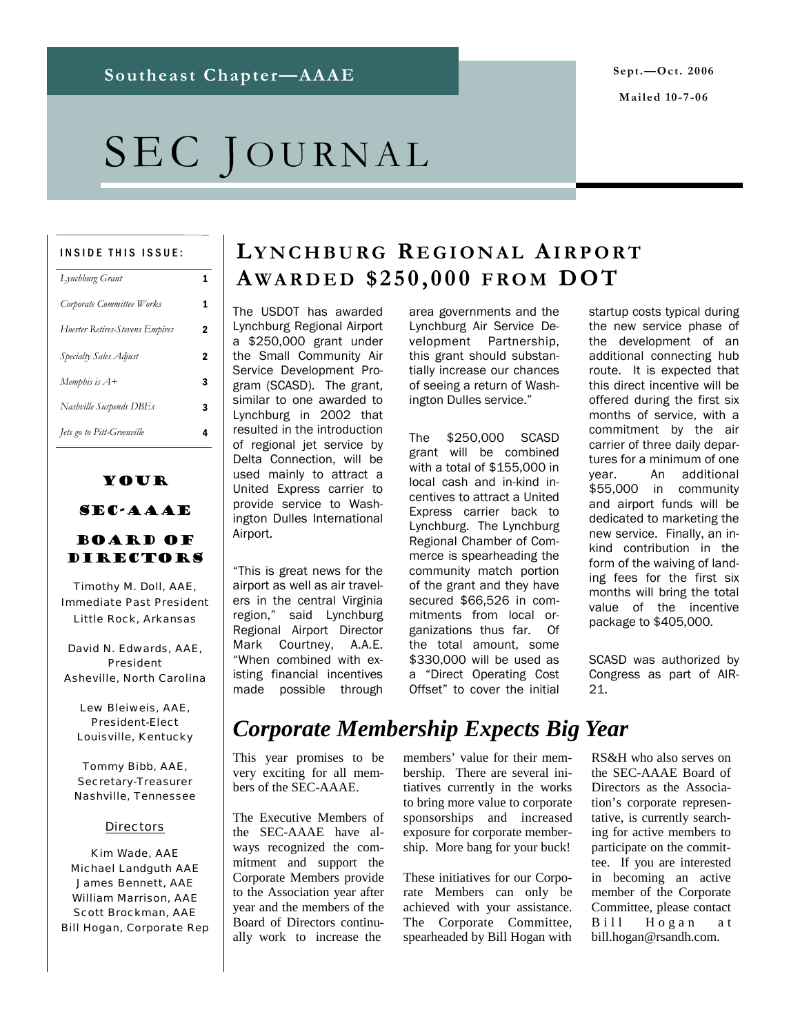Southeast Chapter—AAAE

Sept.—Oct. 2006

Mailed 10-7-06

# SEC JOURNAL

**INSIDE THIS ISSUE:**

| | |
|---|---|
| *Lynchburg Grant* | 1 |
| *Corporate Committee Works* | 1 |
| *Hoerter Retires-Stevens Empires* | 2 |
| *Specialty Sales Adjust* | 2 |
| *Memphis is A+* | 3 |
| *Nashville Suspends DBEs* | 3 |
| *Jets go to Pitt-Greenville* | 4 |

## YOUR SEC-AAAE BOARD OF DIRECTORS

Timothy M. Doll, AAE,
Immediate Past President
Little Rock, Arkansas

David N. Edwards, AAE,
President
Asheville, North Carolina

Lew Bleiweis, AAE,
President-Elect
Louisville, Kentucky

Tommy Bibb, AAE,
Secretary-Treasurer
Nashville, Tennessee

Directors

Kim Wade, AAE
Michael Landguth AAE
James Bennett, AAE
William Marrison, AAE
Scott Brockman, AAE
Bill Hogan, Corporate Rep

## LYNCHBURG REGIONAL AIRPORT AWARDED $250,000 FROM DOT

The USDOT has awarded Lynchburg Regional Airport a $250,000 grant under the Small Community Air Service Development Program (SCASD). The grant, similar to one awarded to Lynchburg in 2002 that resulted in the introduction of regional jet service by Delta Connection, will be used mainly to attract a United Express carrier to provide service to Washington Dulles International Airport.

"This is great news for the airport as well as air travelers in the central Virginia region," said Lynchburg Regional Airport Director Mark Courtney, A.A.E. "When combined with existing financial incentives made possible through area governments and the Lynchburg Air Service Development Partnership, this grant should substantially increase our chances of seeing a return of Washington Dulles service."

The $250,000 SCASD grant will be combined with a total of $155,000 in local cash and in-kind incentives to attract a United Express carrier back to Lynchburg. The Lynchburg Regional Chamber of Commerce is spearheading the community match portion of the grant and they have secured $66,526 in commitments from local organizations thus far. Of the total amount, some $330,000 will be used as a "Direct Operating Cost Offset" to cover the initial startup costs typical during the new service phase of the development of an additional connecting hub route. It is expected that this direct incentive will be offered during the first six months of service, with a commitment by the air carrier of three daily departures for a minimum of one year. An additional $55,000 in community and airport funds will be dedicated to marketing the new service. Finally, an in-kind contribution in the form of the waiving of landing fees for the first six months will bring the total value of the incentive package to $405,000.

SCASD was authorized by Congress as part of AIR-21.

## *Corporate Membership Expects Big Year*

This year promises to be very exciting for all members of the SEC-AAAE.

The Executive Members of the SEC-AAAE have always recognized the commitment and support the Corporate Members provide to the Association year after year and the members of the Board of Directors continually work to increase the members' value for their membership. There are several initiatives currently in the works to bring more value to corporate sponsorships and increased exposure for corporate membership. More bang for your buck!

These initiatives for our Corporate Members can only be achieved with your assistance. The Corporate Committee, spearheaded by Bill Hogan with RS&H who also serves on the SEC-AAAE Board of Directors as the Association's corporate representative, is currently searching for active members to participate on the committee. If you are interested in becoming an active member of the Corporate Committee, please contact Bill Hogan at bill.hogan@rsandh.com.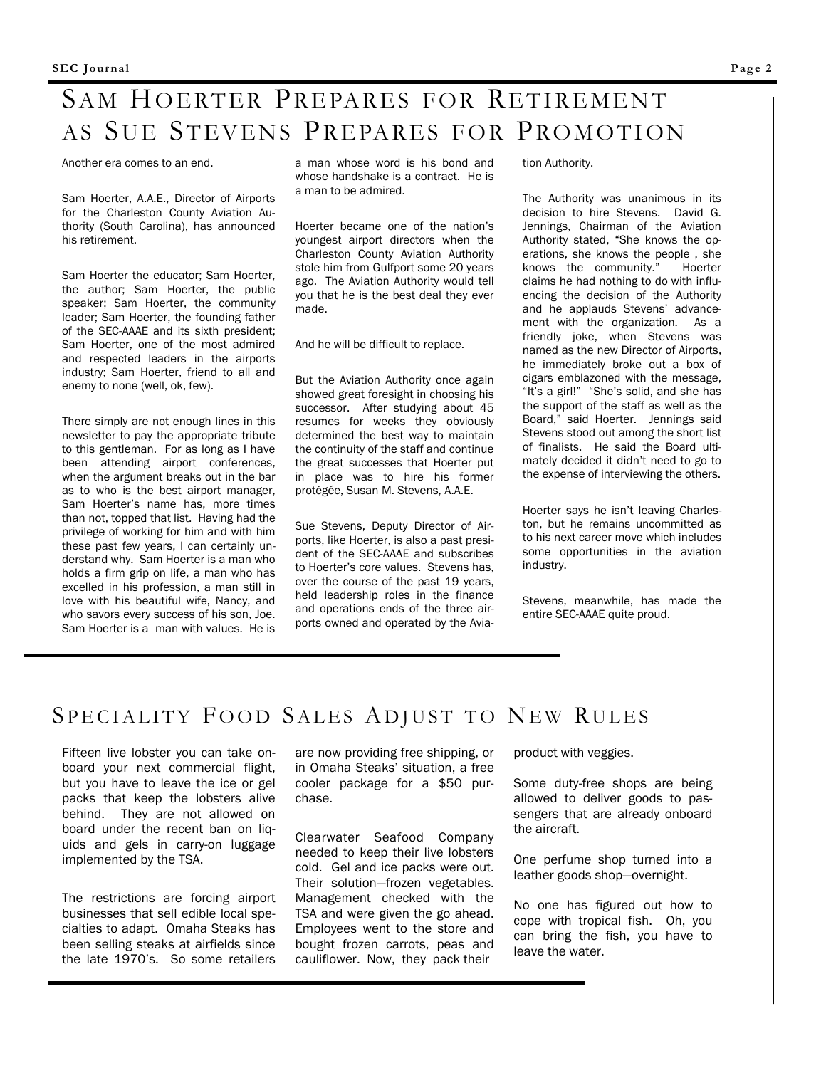# Sam Hoerter Prepares for Retirement as Sue Stevens Prepares for Promotion

Another era comes to an end.

Sam Hoerter, A.A.E., Director of Airports for the Charleston County Aviation Authority (South Carolina), has announced his retirement.

Sam Hoerter the educator; Sam Hoerter, the author; Sam Hoerter, the public speaker; Sam Hoerter, the community leader; Sam Hoerter, the founding father of the SEC-AAAE and its sixth president; Sam Hoerter, one of the most admired and respected leaders in the airports industry; Sam Hoerter, friend to all and enemy to none (well, ok, few).

There simply are not enough lines in this newsletter to pay the appropriate tribute to this gentleman. For as long as I have been attending airport conferences, when the argument breaks out in the bar as to who is the best airport manager, Sam Hoerter's name has, more times than not, topped that list. Having had the privilege of working for him and with him these past few years, I can certainly understand why. Sam Hoerter is a man who holds a firm grip on life, a man who has excelled in his profession, a man still in love with his beautiful wife, Nancy, and who savors every success of his son, Joe. Sam Hoerter is a man with values. He is a man whose word is his bond and whose handshake is a contract. He is a man to be admired.

Hoerter became one of the nation's youngest airport directors when the Charleston County Aviation Authority stole him from Gulfport some 20 years ago. The Aviation Authority would tell you that he is the best deal they ever made.

And he will be difficult to replace.

But the Aviation Authority once again showed great foresight in choosing his successor. After studying about 45 resumes for weeks they obviously determined the best way to maintain the continuity of the staff and continue the great successes that Hoerter put in place was to hire his former protégée, Susan M. Stevens, A.A.E.

Sue Stevens, Deputy Director of Airports, like Hoerter, is also a past president of the SEC-AAAE and subscribes to Hoerter's core values. Stevens has, over the course of the past 19 years, held leadership roles in the finance and operations ends of the three airports owned and operated by the Aviation Authority.

The Authority was unanimous in its decision to hire Stevens. David G. Jennings, Chairman of the Aviation Authority stated, "She knows the operations, she knows the people , she knows the community." Hoerter claims he had nothing to do with influencing the decision of the Authority and he applauds Stevens' advancement with the organization. As a friendly joke, when Stevens was named as the new Director of Airports, he immediately broke out a box of cigars emblazoned with the message, "It's a girl!" "She's solid, and she has the support of the staff as well as the Board," said Hoerter. Jennings said Stevens stood out among the short list of finalists. He said the Board ultimately decided it didn't need to go to the expense of interviewing the others.

Hoerter says he isn't leaving Charleston, but he remains uncommitted as to his next career move which includes some opportunities in the aviation industry.

Stevens, meanwhile, has made the entire SEC-AAAE quite proud.

# Speciality Food Sales Adjust to New Rules

Fifteen live lobster you can take onboard your next commercial flight, but you have to leave the ice or gel packs that keep the lobsters alive behind. They are not allowed on board under the recent ban on liquids and gels in carry-on luggage implemented by the TSA.

The restrictions are forcing airport businesses that sell edible local specialties to adapt. Omaha Steaks has been selling steaks at airfields since the late 1970's. So some retailers are now providing free shipping, or in Omaha Steaks' situation, a free cooler package for a $50 purchase.

Clearwater Seafood Company needed to keep their live lobsters cold. Gel and ice packs were out. Their solution—frozen vegetables. Management checked with the TSA and were given the go ahead. Employees went to the store and bought frozen carrots, peas and cauliflower. Now, they pack their product with veggies.

Some duty-free shops are being allowed to deliver goods to passengers that are already onboard the aircraft.

One perfume shop turned into a leather goods shop—overnight.

No one has figured out how to cope with tropical fish. Oh, you can bring the fish, you have to leave the water.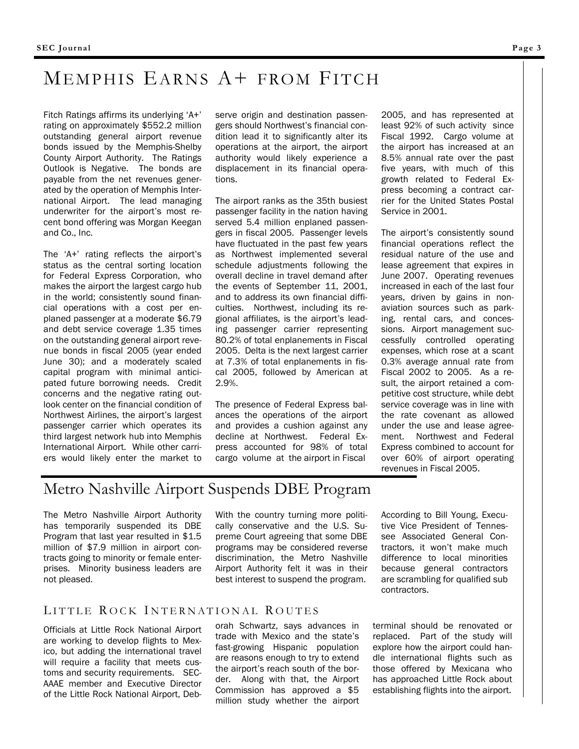# Memphis Earns A+ from Fitch

Fitch Ratings affirms its underlying 'A+' rating on approximately $552.2 million outstanding general airport revenue bonds issued by the Memphis-Shelby County Airport Authority. The Ratings Outlook is Negative. The bonds are payable from the net revenues generated by the operation of Memphis International Airport. The lead managing underwriter for the airport's most recent bond offering was Morgan Keegan and Co., Inc.

The 'A+' rating reflects the airport's status as the central sorting location for Federal Express Corporation, who makes the airport the largest cargo hub in the world; consistently sound financial operations with a cost per enplaned passenger at a moderate $6.79 and debt service coverage 1.35 times on the outstanding general airport revenue bonds in fiscal 2005 (year ended June 30); and a moderately scaled capital program with minimal anticipated future borrowing needs. Credit concerns and the negative rating outlook center on the financial condition of Northwest Airlines, the airport's largest passenger carrier which operates its third largest network hub into Memphis International Airport. While other carriers would likely enter the market to serve origin and destination passengers should Northwest's financial condition lead it to significantly alter its operations at the airport, the airport authority would likely experience a displacement in its financial operations.

The airport ranks as the 35th busiest passenger facility in the nation having served 5.4 million enplaned passengers in fiscal 2005. Passenger levels have fluctuated in the past few years as Northwest implemented several schedule adjustments following the overall decline in travel demand after the events of September 11, 2001, and to address its own financial difficulties. Northwest, including its regional affiliates, is the airport's leading passenger carrier representing 80.2% of total enplanements in Fiscal 2005. Delta is the next largest carrier at 7.3% of total enplanements in fiscal 2005, followed by American at 2.9%.

The presence of Federal Express balances the operations of the airport and provides a cushion against any decline at Northwest. Federal Express accounted for 98% of total cargo volume at the airport in Fiscal 2005, and has represented at least 92% of such activity since Fiscal 1992. Cargo volume at the airport has increased at an 8.5% annual rate over the past five years, with much of this growth related to Federal Express becoming a contract carrier for the United States Postal Service in 2001.

The airport's consistently sound financial operations reflect the residual nature of the use and lease agreement that expires in June 2007. Operating revenues increased in each of the last four years, driven by gains in non-aviation sources such as parking, rental cars, and concessions. Airport management successfully controlled operating expenses, which rose at a scant 0.3% average annual rate from Fiscal 2002 to 2005. As a result, the airport retained a competitive cost structure, while debt service coverage was in line with the rate covenant as allowed under the use and lease agreement. Northwest and Federal Express combined to account for over 60% of airport operating revenues in Fiscal 2005.

# Metro Nashville Airport Suspends DBE Program

The Metro Nashville Airport Authority has temporarily suspended its DBE Program that last year resulted in $1.5 million of $7.9 million in airport contracts going to minority or female enterprises. Minority business leaders are not pleased.

With the country turning more politically conservative and the U.S. Supreme Court agreeing that some DBE programs may be considered reverse discrimination, the Metro Nashville Airport Authority felt it was in their best interest to suspend the program.

According to Bill Young, Executive Vice President of Tennessee Associated General Contractors, it won't make much difference to local minorities because general contractors are scrambling for qualified sub contractors.

## Little Rock International Routes

Officials at Little Rock National Airport are working to develop flights to Mexico, but adding the international travel will require a facility that meets customs and security requirements. SEC-AAAE member and Executive Director of the Little Rock National Airport, Deborah Schwartz, says advances in trade with Mexico and the state's fast-growing Hispanic population are reasons enough to try to extend the airport's reach south of the border. Along with that, the Airport Commission has approved a $5 million study whether the airport terminal should be renovated or replaced. Part of the study will explore how the airport could handle international flights such as those offered by Mexicana who has approached Little Rock about establishing flights into the airport.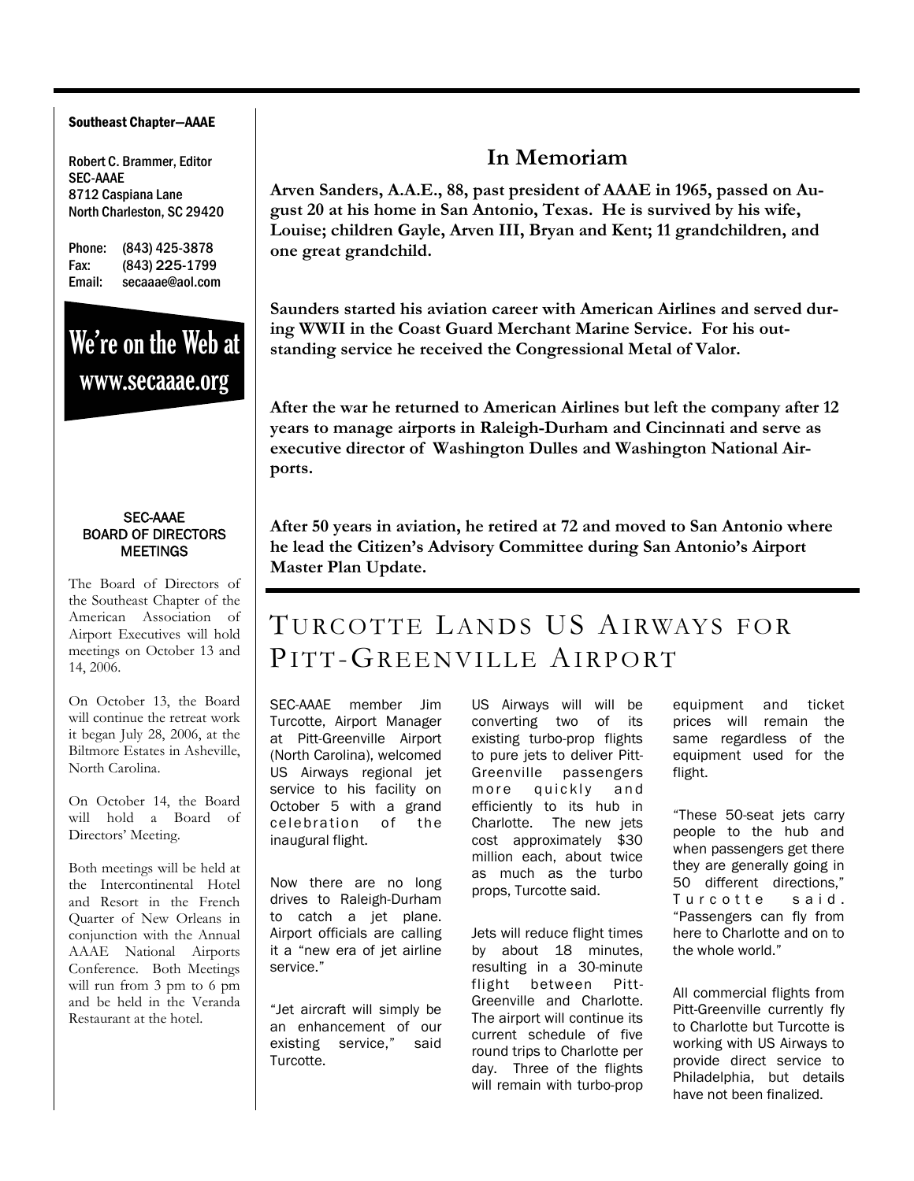Southeast Chapter—AAAE

Robert C. Brammer, Editor
SEC-AAAE
8712 Caspiana Lane
North Charleston, SC 29420

Phone: (843) 425-3878
Fax: (843) 225-1799
Email: secaaae@aol.com

**We're on the Web at www.secaaae.org**

### SEC-AAAE BOARD OF DIRECTORS MEETINGS

The Board of Directors of the Southeast Chapter of the American Association of Airport Executives will hold meetings on October 13 and 14, 2006.

On October 13, the Board will continue the retreat work it began July 28, 2006, at the Biltmore Estates in Asheville, North Carolina.

On October 14, the Board will hold a Board of Directors' Meeting.

Both meetings will be held at the Intercontinental Hotel and Resort in the French Quarter of New Orleans in conjunction with the Annual AAAE National Airports Conference. Both Meetings will run from 3 pm to 6 pm and be held in the Veranda Restaurant at the hotel.

## In Memoriam

**Arven Sanders, A.A.E., 88, past president of AAAE in 1965, passed on August 20 at his home in San Antonio, Texas. He is survived by his wife, Louise; children Gayle, Arven III, Bryan and Kent; 11 grandchildren, and one great grandchild.**

**Saunders started his aviation career with American Airlines and served during WWII in the Coast Guard Merchant Marine Service. For his outstanding service he received the Congressional Metal of Valor.**

**After the war he returned to American Airlines but left the company after 12 years to manage airports in Raleigh-Durham and Cincinnati and serve as executive director of Washington Dulles and Washington National Airports.**

**After 50 years in aviation, he retired at 72 and moved to San Antonio where he lead the Citizen's Advisory Committee during San Antonio's Airport Master Plan Update.**

## TURCOTTE LANDS US AIRWAYS FOR PITT-GREENVILLE AIRPORT

SEC-AAAE member Jim Turcotte, Airport Manager at Pitt-Greenville Airport (North Carolina), welcomed US Airways regional jet service to his facility on October 5 with a grand celebration of the inaugural flight.

Now there are no long drives to Raleigh-Durham to catch a jet plane. Airport officials are calling it a "new era of jet airline service."

"Jet aircraft will simply be an enhancement of our existing service," said Turcotte.

US Airways will will be converting two of its existing turbo-prop flights to pure jets to deliver Pitt-Greenville passengers more quickly and efficiently to its hub in Charlotte. The new jets cost approximately $30 million each, about twice as much as the turbo props, Turcotte said.

Jets will reduce flight times by about 18 minutes, resulting in a 30-minute flight between Pitt-Greenville and Charlotte. The airport will continue its current schedule of five round trips to Charlotte per day. Three of the flights will remain with turbo-prop equipment and ticket prices will remain the same regardless of the equipment used for the flight.

"These 50-seat jets carry people to the hub and when passengers get there they are generally going in 50 different directions," Turcotte said. "Passengers can fly from here to Charlotte and on to the whole world."

All commercial flights from Pitt-Greenville currently fly to Charlotte but Turcotte is working with US Airways to provide direct service to Philadelphia, but details have not been finalized.